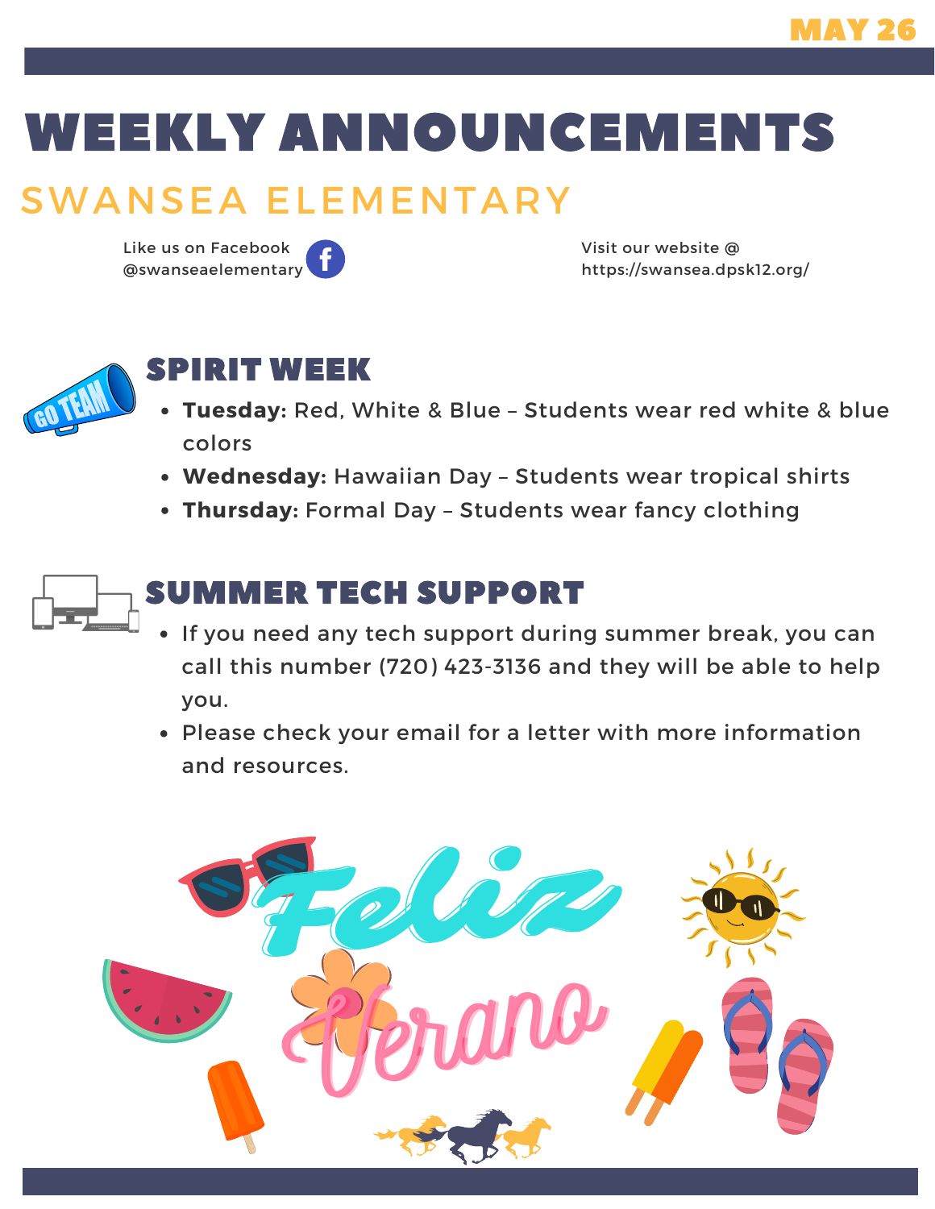MAY 26

# WEEKLY ANNOUNCEMENTS

## SWANSEA ELEMENTARY

Like us on Facebook
@swanseaelementary

Visit our website @
https://swansea.dpsk12.org/

### SPIRIT WEEK

- **Tuesday:** Red, White & Blue – Students wear red white & blue colors
- **Wednesday:** Hawaiian Day – Students wear tropical shirts
- **Thursday:** Formal Day – Students wear fancy clothing

### SUMMER TECH SUPPORT

- If you need any tech support during summer break, you can call this number (720) 423-3136 and they will be able to help you.
- Please check your email for a letter with more information and resources.

Feliz Verano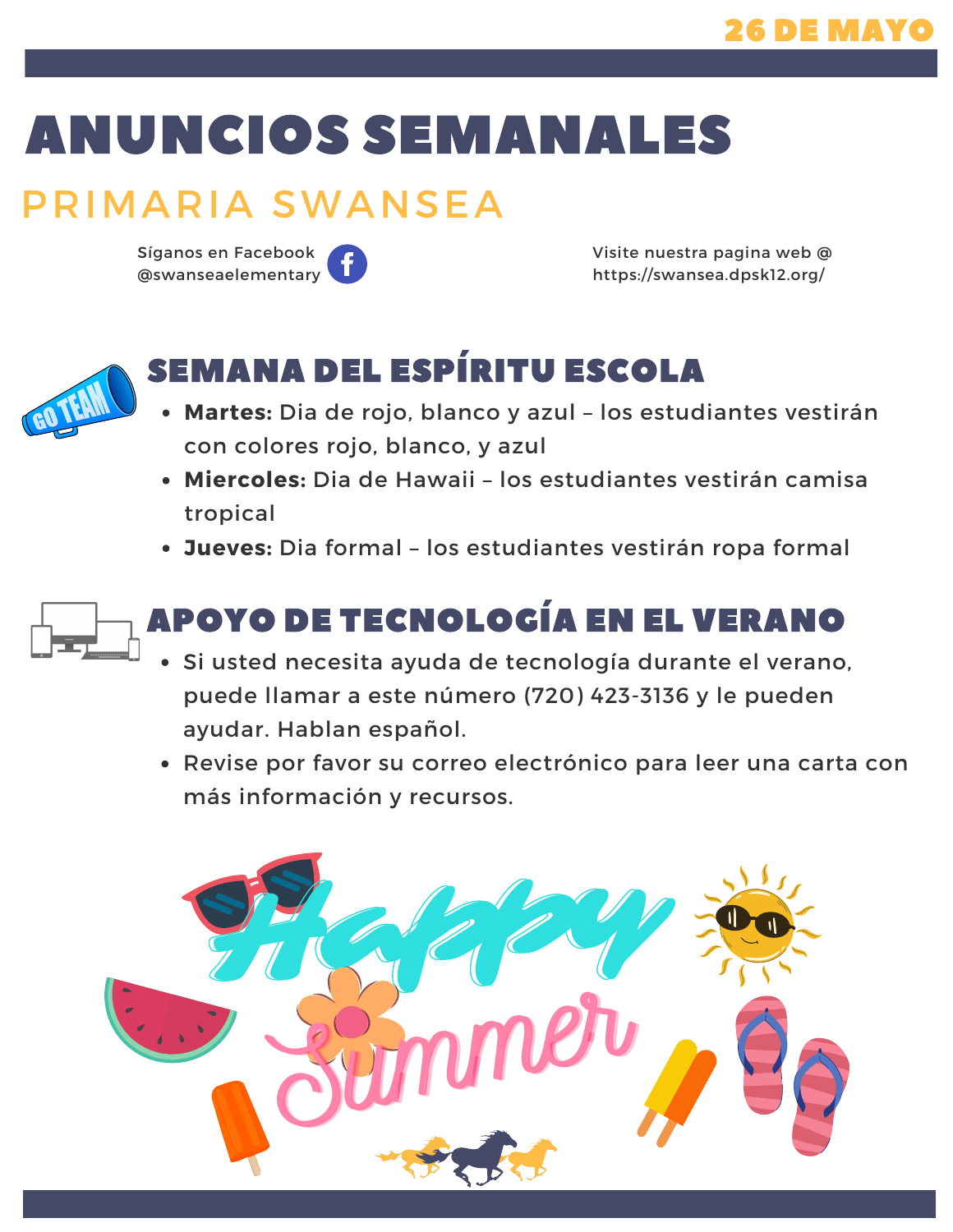26 DE MAYO

# ANUNCIOS SEMANALES

## PRIMARIA SWANSEA

Síganos en Facebook @swanseaelementary

Visite nuestra pagina web @ https://swansea.dpsk12.org/

### SEMANA DEL ESPÍRITU ESCOLA

- **Martes:** Dia de rojo, blanco y azul – los estudiantes vestirán con colores rojo, blanco, y azul
- **Miercoles:** Dia de Hawaii – los estudiantes vestirán camisa tropical
- **Jueves:** Dia formal – los estudiantes vestirán ropa formal

### APOYO DE TECNOLOGÍA EN EL VERANO

- Si usted necesita ayuda de tecnología durante el verano, puede llamar a este número (720) 423-3136 y le pueden ayudar. Hablan español.
- Revise por favor su correo electrónico para leer una carta con más información y recursos.

Happy Summer